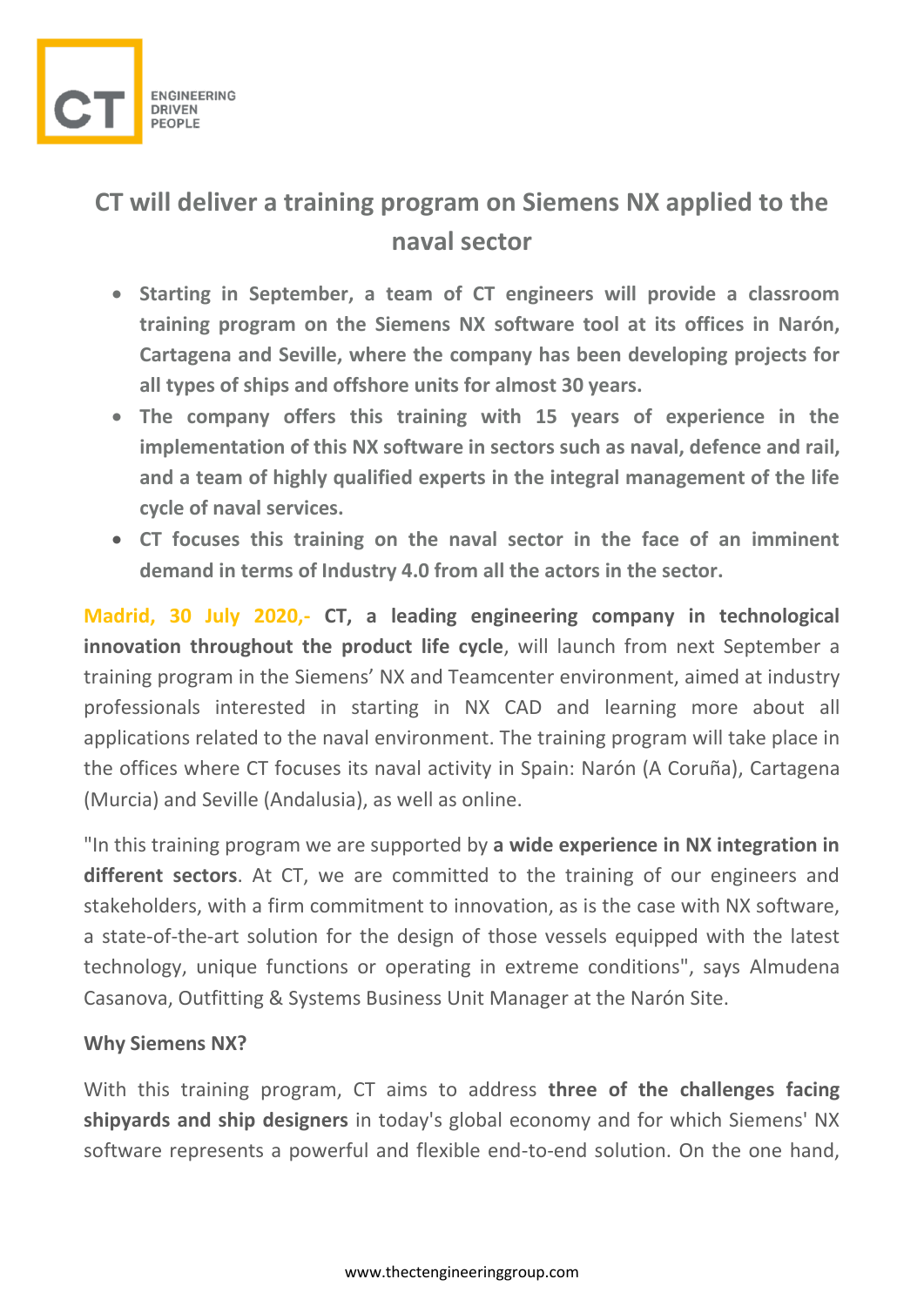# CT will deliver a training program on Siemens NX applied to the naval sector

- **Starting in September, a team of CT engineers will provide a classroom training program on the Siemens NX software tool at its offices in Narón, Cartagena and Seville, where the company has been developing projects for all types of ships and offshore units for almost 30 years.**
- **The company offers this training with 15 years of experience in the implementation of this NX software in sectors such as naval, defence and rail, and a team of highly qualified experts in the integral management of the life cycle of naval services.**
- **CT focuses this training on the naval sector in the face of an imminent demand in terms of Industry 4.0 from all the actors in the sector.**

**Madrid, 30 July 2020,-** **CT, a leading engineering company in technological innovation throughout the product life cycle**, will launch from next September a training program in the Siemens' NX and Teamcenter environment, aimed at industry professionals interested in starting in NX CAD and learning more about all applications related to the naval environment. The training program will take place in the offices where CT focuses its naval activity in Spain: Narón (A Coruña), Cartagena (Murcia) and Seville (Andalusia), as well as online.

"In this training program we are supported by **a wide experience in NX integration in different sectors**. At CT, we are committed to the training of our engineers and stakeholders, with a firm commitment to innovation, as is the case with NX software, a state-of-the-art solution for the design of those vessels equipped with the latest technology, unique functions or operating in extreme conditions", says Almudena Casanova, Outfitting & Systems Business Unit Manager at the Narón Site.

**Why Siemens NX?**

With this training program, CT aims to address **three of the challenges facing shipyards and ship designers** in today's global economy and for which Siemens' NX software represents a powerful and flexible end-to-end solution. On the one hand,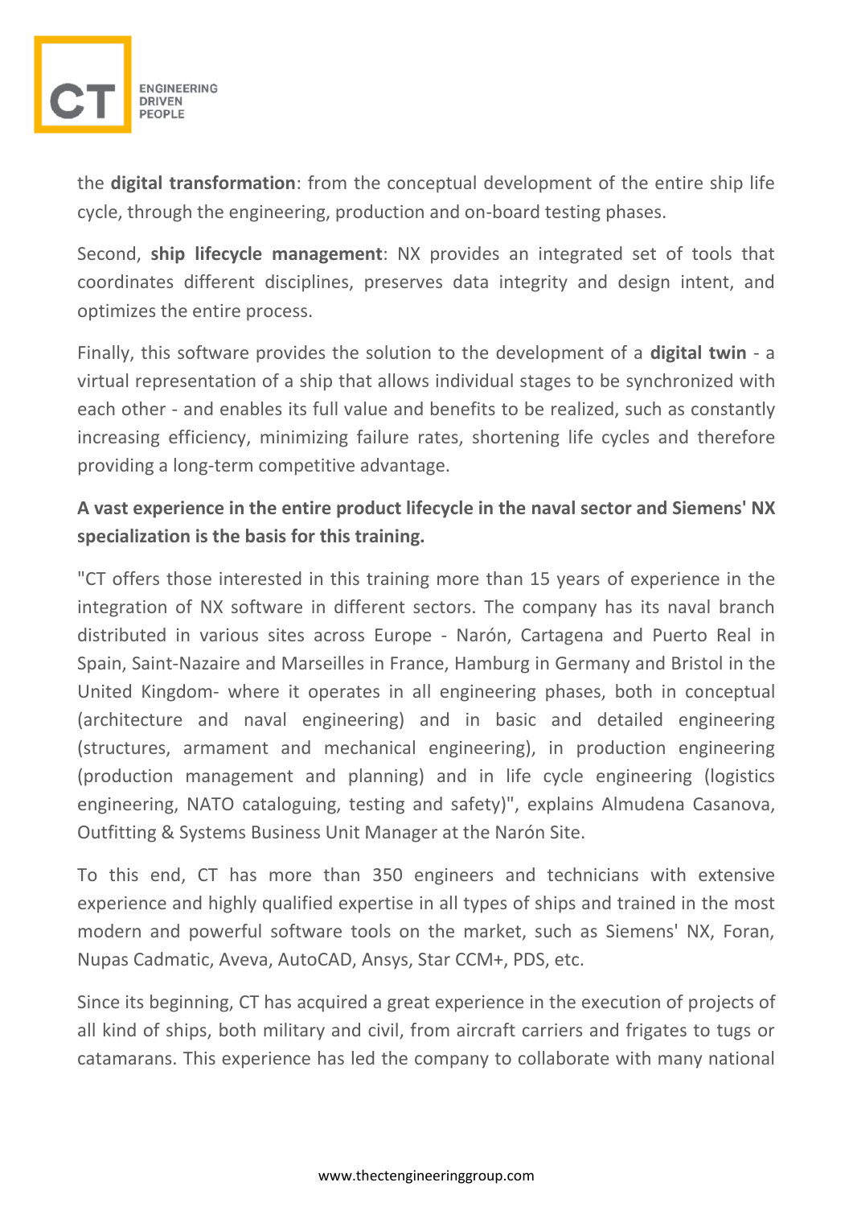the **digital transformation**: from the conceptual development of the entire ship life cycle, through the engineering, production and on-board testing phases.

Second, **ship lifecycle management**: NX provides an integrated set of tools that coordinates different disciplines, preserves data integrity and design intent, and optimizes the entire process.

Finally, this software provides the solution to the development of a **digital twin** - a virtual representation of a ship that allows individual stages to be synchronized with each other - and enables its full value and benefits to be realized, such as constantly increasing efficiency, minimizing failure rates, shortening life cycles and therefore providing a long-term competitive advantage.

**A vast experience in the entire product lifecycle in the naval sector and Siemens' NX specialization is the basis for this training.**

"CT offers those interested in this training more than 15 years of experience in the integration of NX software in different sectors. The company has its naval branch distributed in various sites across Europe - Narón, Cartagena and Puerto Real in Spain, Saint-Nazaire and Marseilles in France, Hamburg in Germany and Bristol in the United Kingdom- where it operates in all engineering phases, both in conceptual (architecture and naval engineering) and in basic and detailed engineering (structures, armament and mechanical engineering), in production engineering (production management and planning) and in life cycle engineering (logistics engineering, NATO cataloguing, testing and safety)", explains Almudena Casanova, Outfitting & Systems Business Unit Manager at the Narón Site.

To this end, CT has more than 350 engineers and technicians with extensive experience and highly qualified expertise in all types of ships and trained in the most modern and powerful software tools on the market, such as Siemens' NX, Foran, Nupas Cadmatic, Aveva, AutoCAD, Ansys, Star CCM+, PDS, etc.

Since its beginning, CT has acquired a great experience in the execution of projects of all kind of ships, both military and civil, from aircraft carriers and frigates to tugs or catamarans. This experience has led the company to collaborate with many national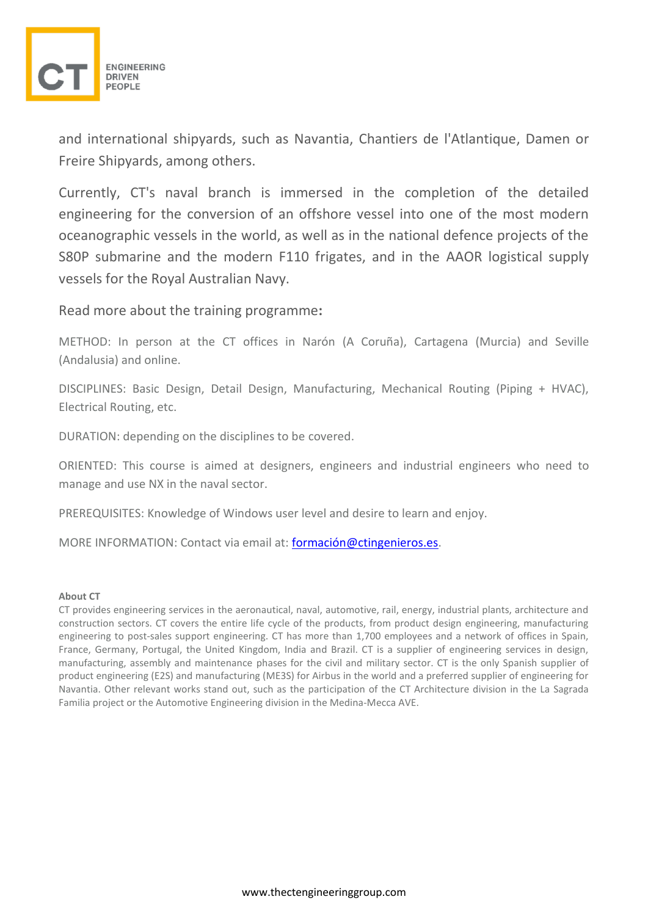and international shipyards, such as Navantia, Chantiers de l'Atlantique, Damen or Freire Shipyards, among others.

Currently, CT's naval branch is immersed in the completion of the detailed engineering for the conversion of an offshore vessel into one of the most modern oceanographic vessels in the world, as well as in the national defence projects of the S80P submarine and the modern F110 frigates, and in the AAOR logistical supply vessels for the Royal Australian Navy.

Read more about the training programme**:**

METHOD: In person at the CT offices in Narón (A Coruña), Cartagena (Murcia) and Seville (Andalusia) and online.

DISCIPLINES: Basic Design, Detail Design, Manufacturing, Mechanical Routing (Piping + HVAC), Electrical Routing, etc.

DURATION: depending on the disciplines to be covered.

ORIENTED: This course is aimed at designers, engineers and industrial engineers who need to manage and use NX in the naval sector.

PREREQUISITES: Knowledge of Windows user level and desire to learn and enjoy.

MORE INFORMATION: Contact via email at: formación@ctingenieros.es.

**About CT**

CT provides engineering services in the aeronautical, naval, automotive, rail, energy, industrial plants, architecture and construction sectors. CT covers the entire life cycle of the products, from product design engineering, manufacturing engineering to post-sales support engineering. CT has more than 1,700 employees and a network of offices in Spain, France, Germany, Portugal, the United Kingdom, India and Brazil. CT is a supplier of engineering services in design, manufacturing, assembly and maintenance phases for the civil and military sector. CT is the only Spanish supplier of product engineering (E2S) and manufacturing (ME3S) for Airbus in the world and a preferred supplier of engineering for Navantia. Other relevant works stand out, such as the participation of the CT Architecture division in the La Sagrada Familia project or the Automotive Engineering division in the Medina-Mecca AVE.